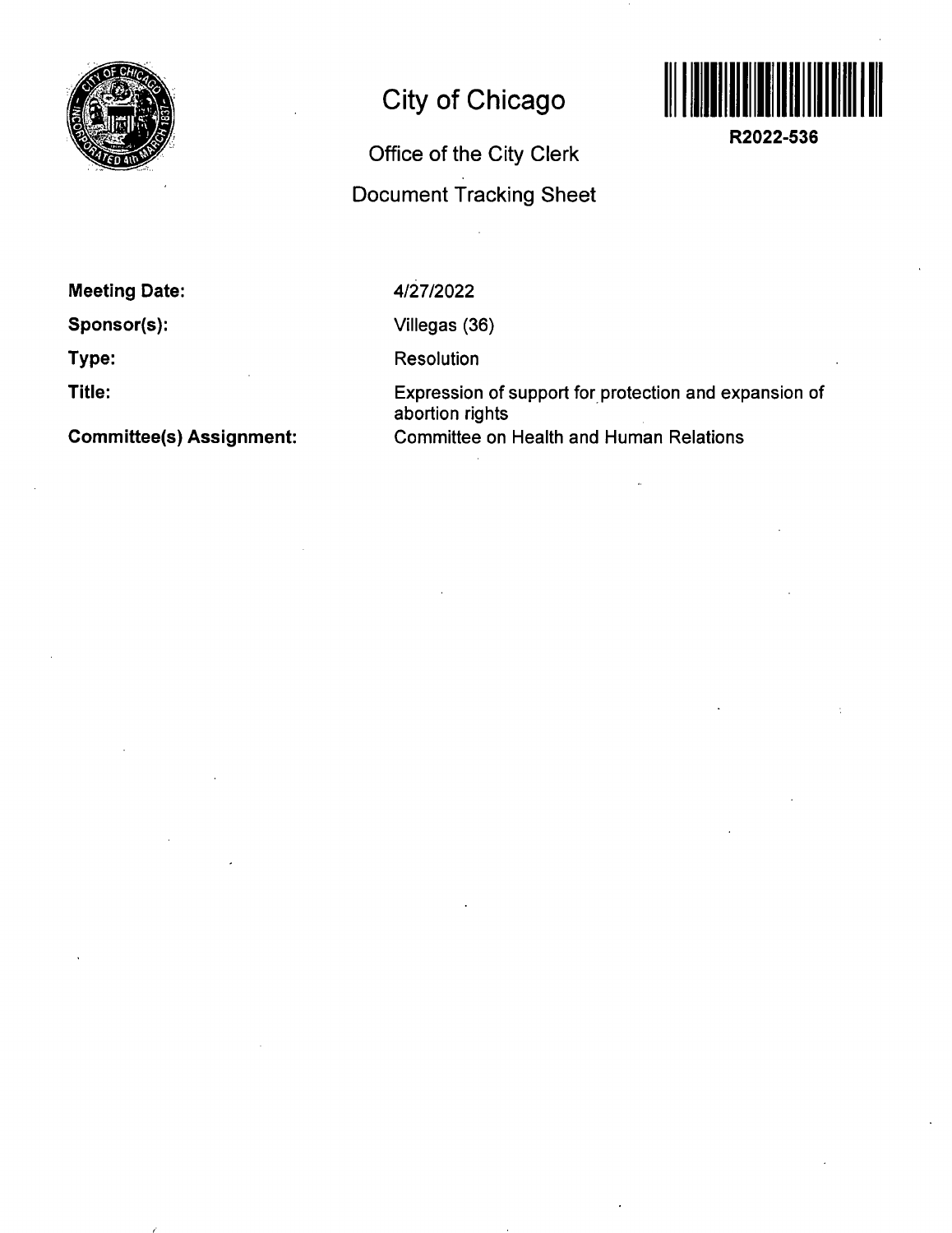# City of Chicago

## Office of the City Clerk

## Document Tracking Sheet

**R2022-536**

**Meeting Date:** 4/27/2022

**Sponsor(s):** Villegas (36)

**Type:** Resolution

**Title:** Expression of support for protection and expansion of abortion rights

**Committee(s) Assignment:** Committee on Health and Human Relations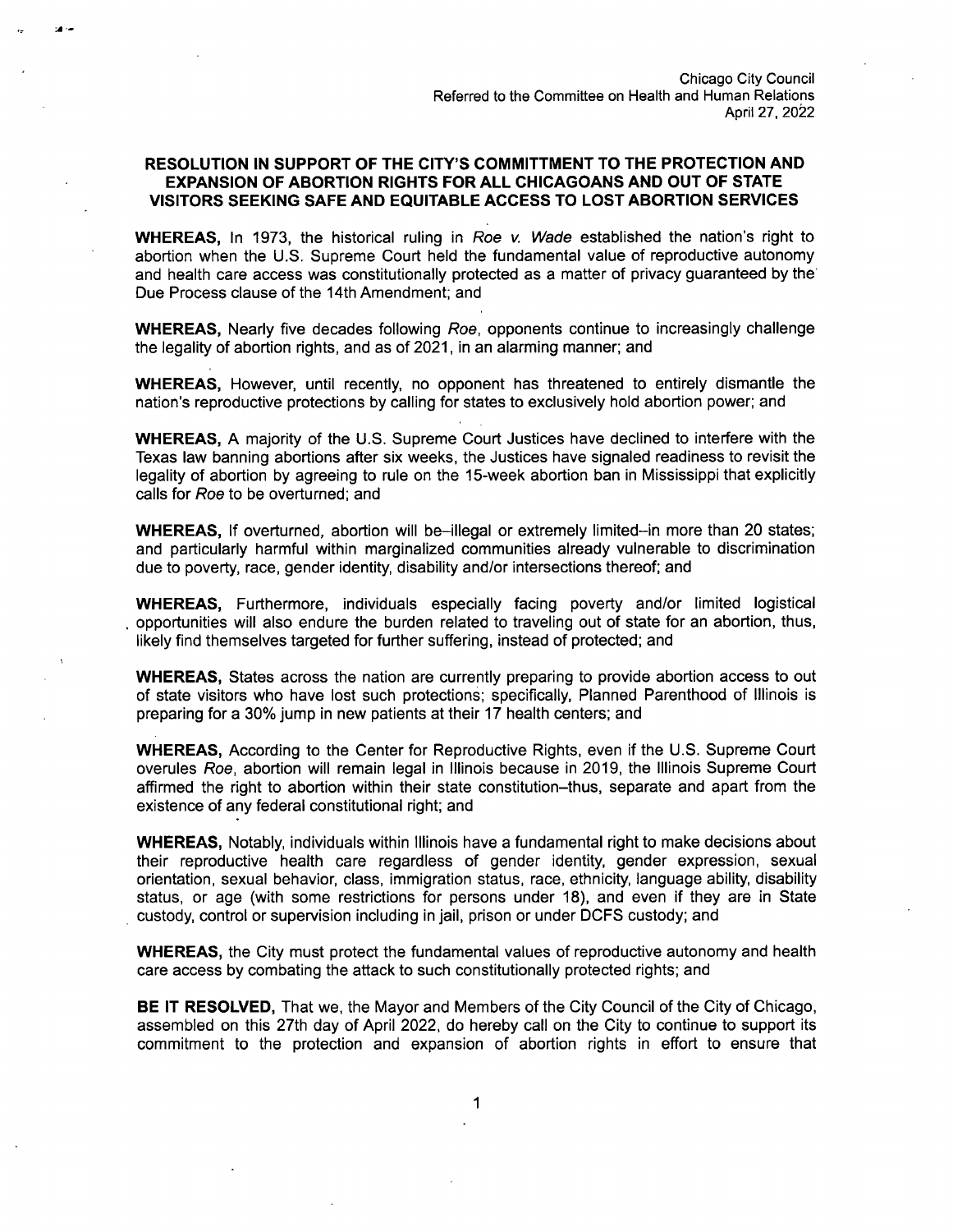Chicago City Council
Referred to the Committee on Health and Human Relations
April 27, 2022

**RESOLUTION IN SUPPORT OF THE CITY'S COMMITTMENT TO THE PROTECTION AND EXPANSION OF ABORTION RIGHTS FOR ALL CHICAGOANS AND OUT OF STATE VISITORS SEEKING SAFE AND EQUITABLE ACCESS TO LOST ABORTION SERVICES**

**WHEREAS,** In 1973, the historical ruling in *Roe v. Wade* established the nation's right to abortion when the U.S. Supreme Court held the fundamental value of reproductive autonomy and health care access was constitutionally protected as a matter of privacy guaranteed by the Due Process clause of the 14th Amendment; and

**WHEREAS,** Nearly five decades following *Roe*, opponents continue to increasingly challenge the legality of abortion rights, and as of 2021, in an alarming manner; and

**WHEREAS,** However, until recently, no opponent has threatened to entirely dismantle the nation's reproductive protections by calling for states to exclusively hold abortion power; and

**WHEREAS,** A majority of the U.S. Supreme Court Justices have declined to interfere with the Texas law banning abortions after six weeks, the Justices have signaled readiness to revisit the legality of abortion by agreeing to rule on the 15-week abortion ban in Mississippi that explicitly calls for *Roe* to be overturned; and

**WHEREAS,** If overturned, abortion will be–illegal or extremely limited–in more than 20 states; and particularly harmful within marginalized communities already vulnerable to discrimination due to poverty, race, gender identity, disability and/or intersections thereof; and

**WHEREAS,** Furthermore, individuals especially facing poverty and/or limited logistical opportunities will also endure the burden related to traveling out of state for an abortion, thus, likely find themselves targeted for further suffering, instead of protected; and

**WHEREAS,** States across the nation are currently preparing to provide abortion access to out of state visitors who have lost such protections; specifically, Planned Parenthood of Illinois is preparing for a 30% jump in new patients at their 17 health centers; and

**WHEREAS,** According to the Center for Reproductive Rights, even if the U.S. Supreme Court overules *Roe*, abortion will remain legal in Illinois because in 2019, the Illinois Supreme Court affirmed the right to abortion within their state constitution–thus, separate and apart from the existence of any federal constitutional right; and

**WHEREAS,** Notably, individuals within Illinois have a fundamental right to make decisions about their reproductive health care regardless of gender identity, gender expression, sexual orientation, sexual behavior, class, immigration status, race, ethnicity, language ability, disability status, or age (with some restrictions for persons under 18), and even if they are in State custody, control or supervision including in jail, prison or under DCFS custody; and

**WHEREAS,** the City must protect the fundamental values of reproductive autonomy and health care access by combating the attack to such constitutionally protected rights; and

**BE IT RESOLVED,** That we, the Mayor and Members of the City Council of the City of Chicago, assembled on this 27th day of April 2022, do hereby call on the City to continue to support its commitment to the protection and expansion of abortion rights in effort to ensure that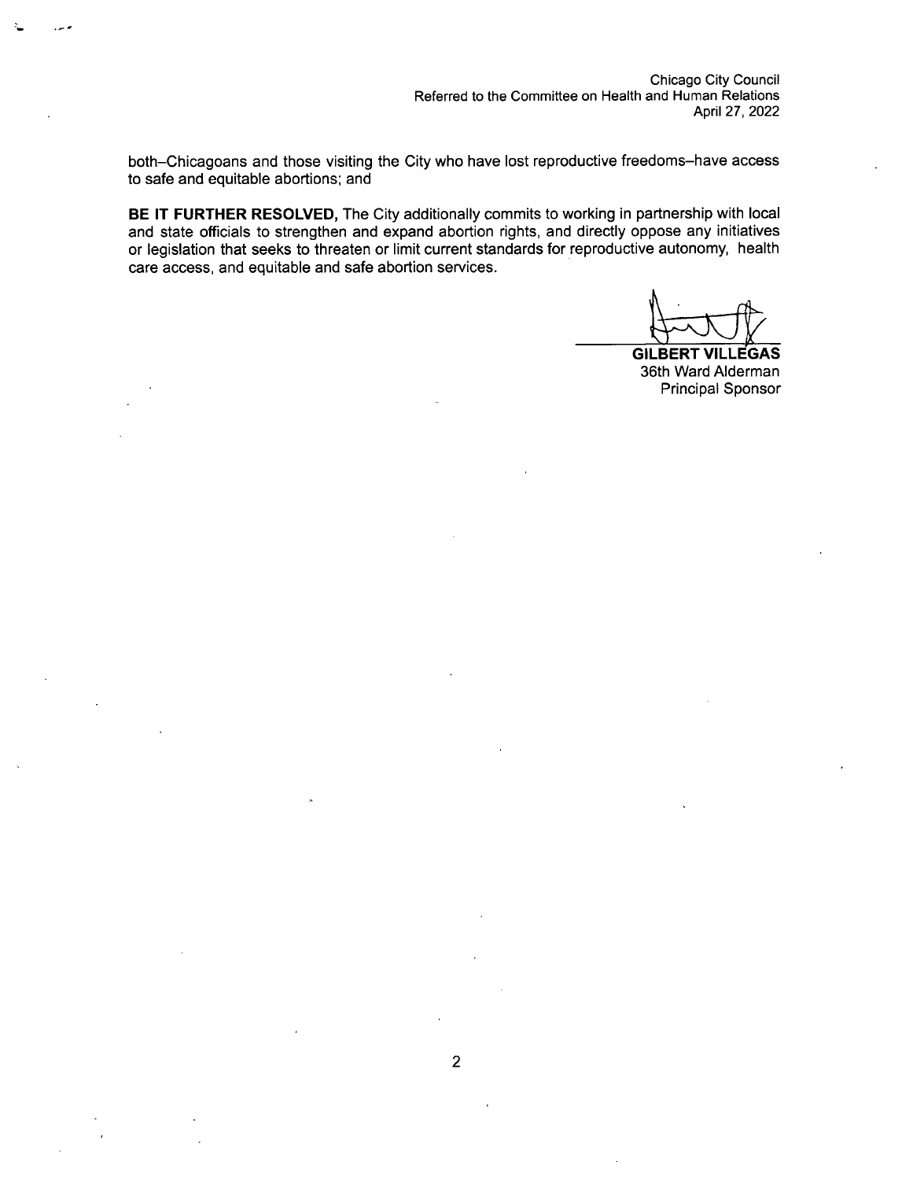Chicago City Council
Referred to the Committee on Health and Human Relations
April 27, 2022

both–Chicagoans and those visiting the City who have lost reproductive freedoms–have access to safe and equitable abortions; and

**BE IT FURTHER RESOLVED,** The City additionally commits to working in partnership with local and state officials to strengthen and expand abortion rights, and directly oppose any initiatives or legislation that seeks to threaten or limit current standards for reproductive autonomy, health care access, and equitable and safe abortion services.

**GILBERT VILLEGAS**
36th Ward Alderman
Principal Sponsor